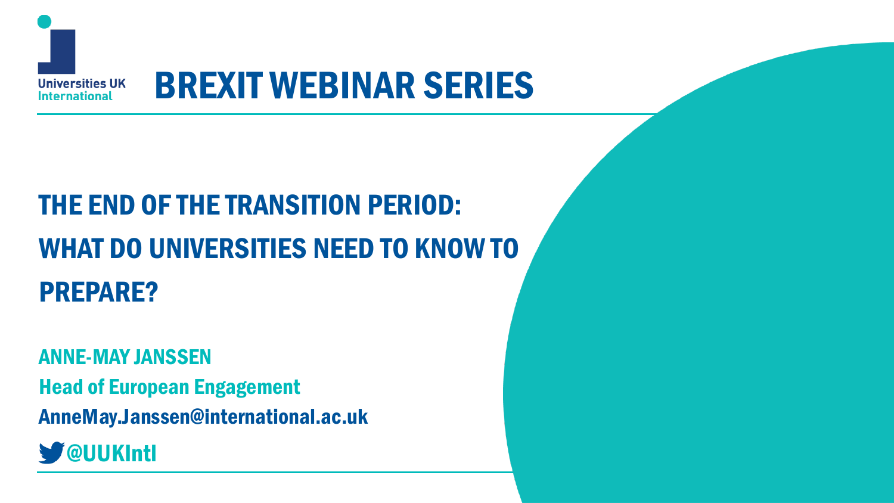Universities UK International

# BREXIT WEBINAR SERIES

## THE END OF THE TRANSITION PERIOD: WHAT DO UNIVERSITIES NEED TO KNOW TO PREPARE?

**ANNE-MAY JANSSEN**

**Head of European Engagement**

**AnneMay.Janssen@international.ac.uk**

**@UUKIntl**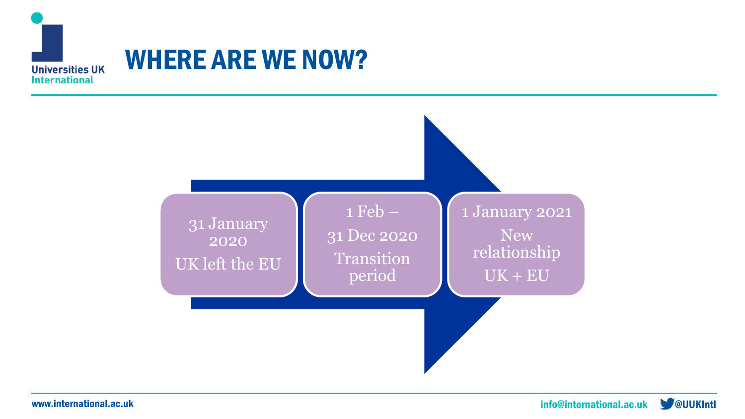# WHERE ARE WE NOW?

- 31 January 2020 — UK left the EU
- 1 Feb – 31 Dec 2020 — Transition period
- 1 January 2021 — New relationship UK + EU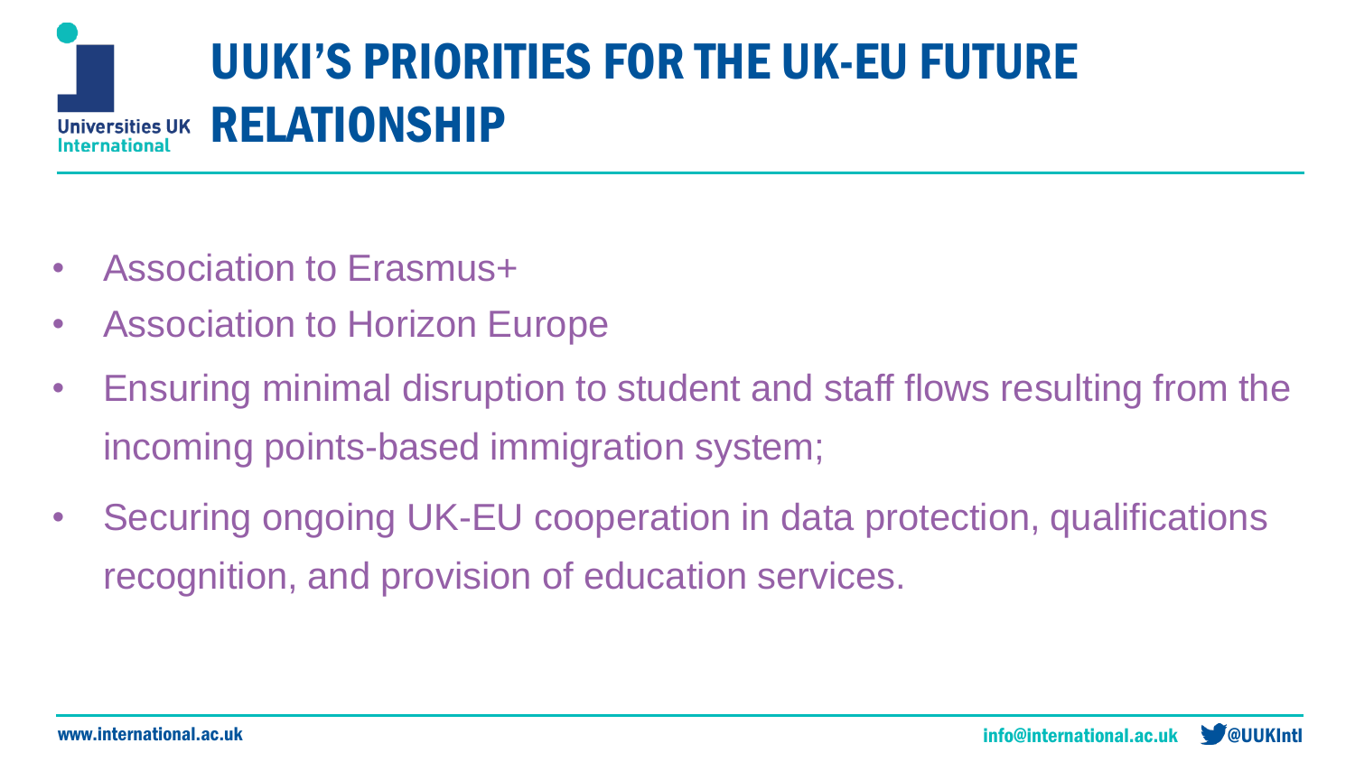# UUKI'S PRIORITIES FOR THE UK-EU FUTURE RELATIONSHIP

- Association to Erasmus+
- Association to Horizon Europe
- Ensuring minimal disruption to student and staff flows resulting from the incoming points-based immigration system;
- Securing ongoing UK-EU cooperation in data protection, qualifications recognition, and provision of education services.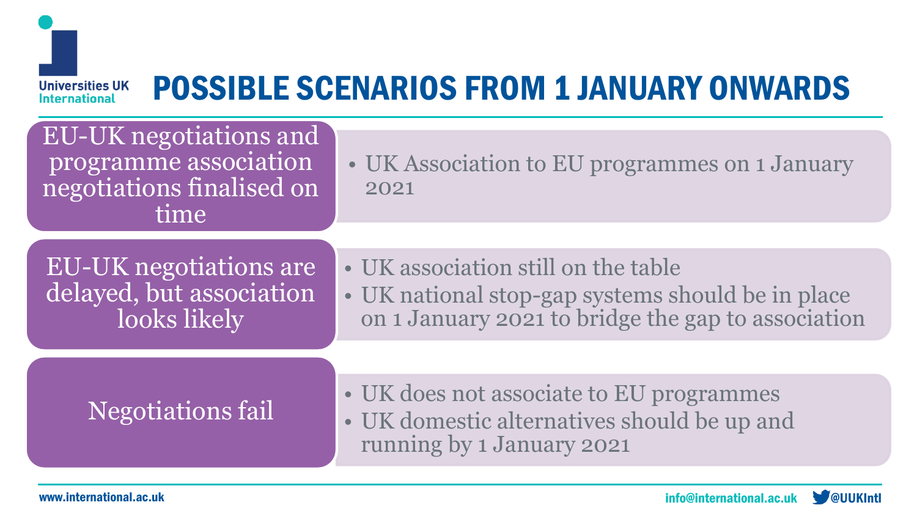# POSSIBLE SCENARIOS FROM 1 JANUARY ONWARDS

| Scenario | Outcome |
| --- | --- |
| EU-UK negotiations and programme association negotiations finalised on time | • UK Association to EU programmes on 1 January 2021 |
| EU-UK negotiations are delayed, but association looks likely | • UK association still on the table<br>• UK national stop-gap systems should be in place on 1 January 2021 to bridge the gap to association |
| Negotiations fail | • UK does not associate to EU programmes<br>• UK domestic alternatives should be up and running by 1 January 2021 |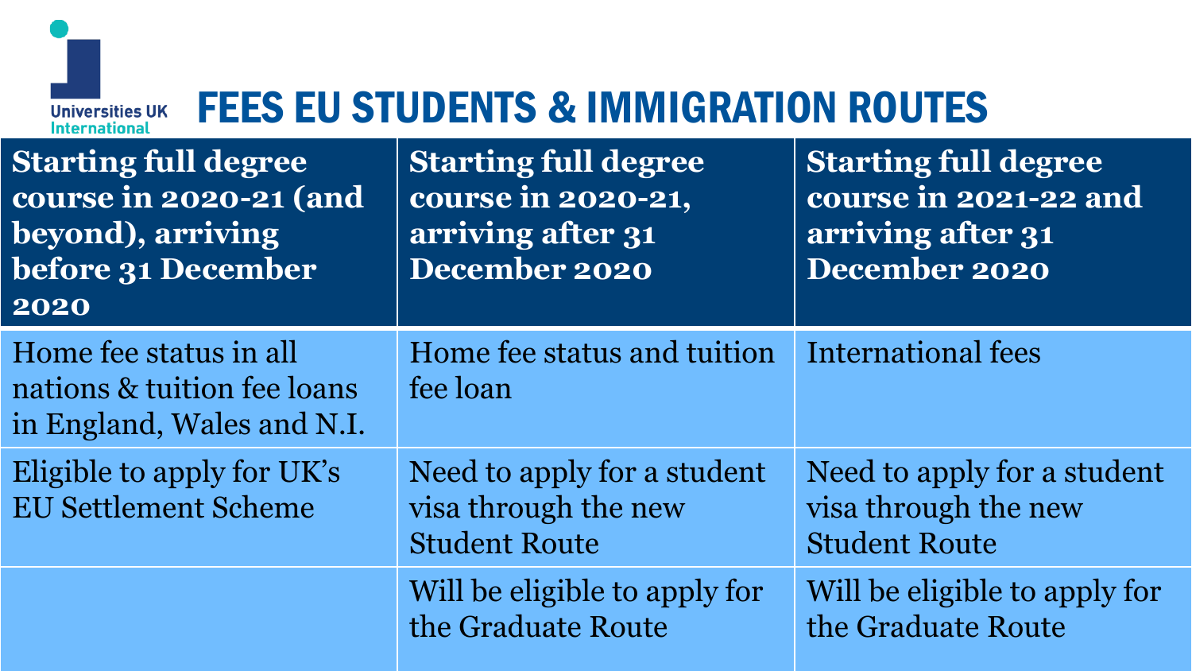# FEES EU STUDENTS & IMMIGRATION ROUTES

| Starting full degree course in 2020-21 (and beyond), arriving before 31 December 2020 | Starting full degree course in 2020-21, arriving after 31 December 2020 | Starting full degree course in 2021-22 and arriving after 31 December 2020 |
| --- | --- | --- |
| Home fee status in all nations & tuition fee loans in England, Wales and N.I. | Home fee status and tuition fee loan | International fees |
| Eligible to apply for UK's EU Settlement Scheme | Need to apply for a student visa through the new Student Route | Need to apply for a student visa through the new Student Route |
| | Will be eligible to apply for the Graduate Route | Will be eligible to apply for the Graduate Route |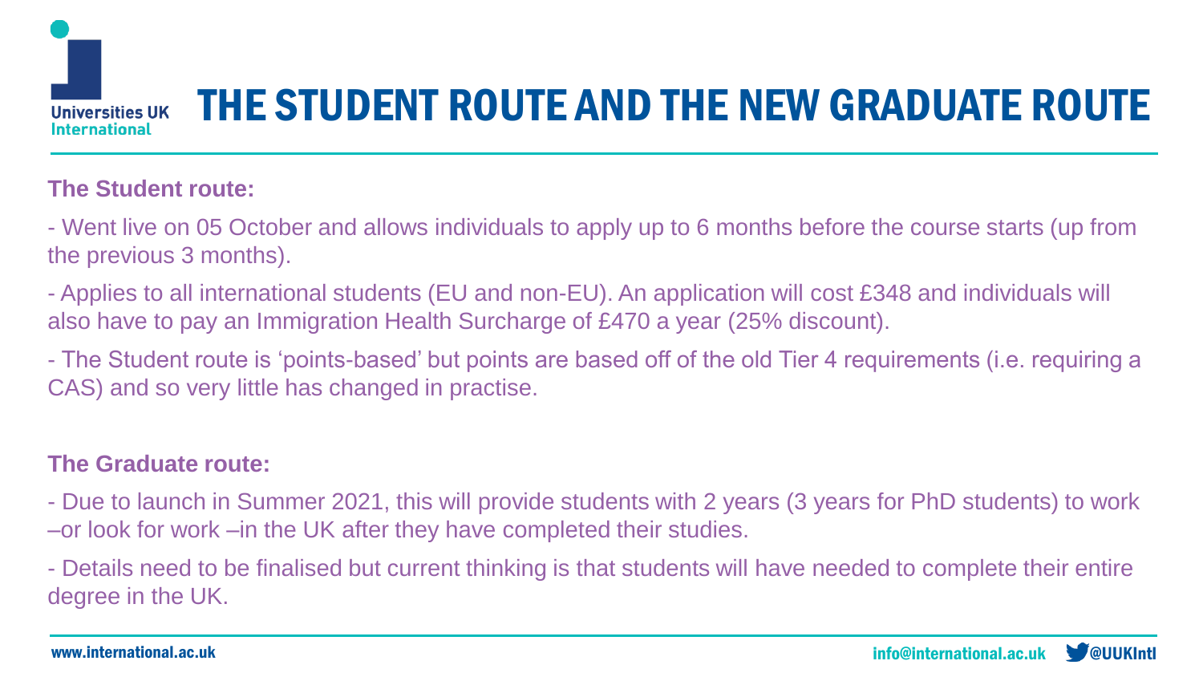# THE STUDENT ROUTE AND THE NEW GRADUATE ROUTE

**The Student route:**

- Went live on 05 October and allows individuals to apply up to 6 months before the course starts (up from the previous 3 months).
- Applies to all international students (EU and non-EU). An application will cost £348 and individuals will also have to pay an Immigration Health Surcharge of £470 a year (25% discount).
- The Student route is 'points-based' but points are based off of the old Tier 4 requirements (i.e. requiring a CAS) and so very little has changed in practise.

**The Graduate route:**

- Due to launch in Summer 2021, this will provide students with 2 years (3 years for PhD students) to work –or look for work –in the UK after they have completed their studies.
- Details need to be finalised but current thinking is that students will have needed to complete their entire degree in the UK.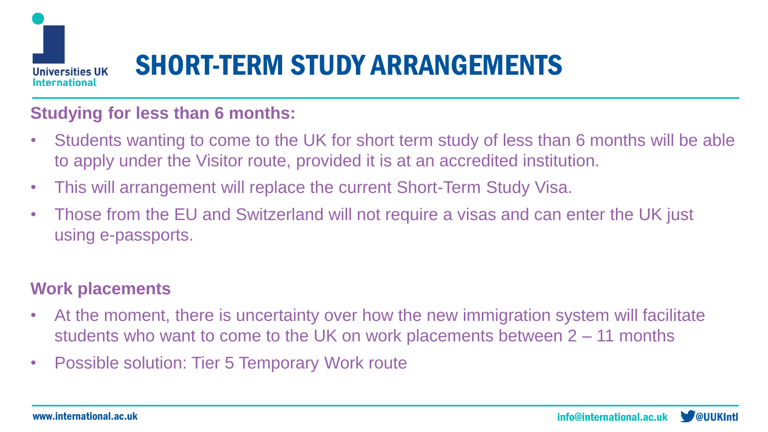# SHORT-TERM STUDY ARRANGEMENTS

**Studying for less than 6 months:**

- Students wanting to come to the UK for short term study of less than 6 months will be able to apply under the Visitor route, provided it is at an accredited institution.
- This will arrangement will replace the current Short-Term Study Visa.
- Those from the EU and Switzerland will not require a visas and can enter the UK just using e-passports.

**Work placements**

- At the moment, there is uncertainty over how the new immigration system will facilitate students who want to come to the UK on work placements between 2 – 11 months
- Possible solution: Tier 5 Temporary Work route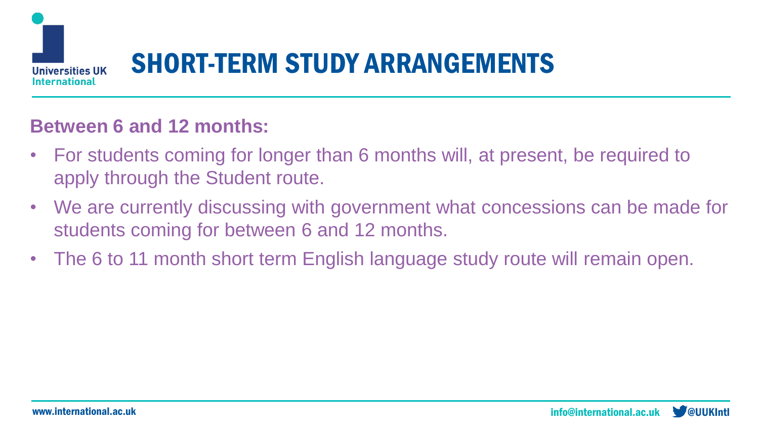# SHORT-TERM STUDY ARRANGEMENTS

**Between 6 and 12 months:**

- For students coming for longer than 6 months will, at present, be required to apply through the Student route.
- We are currently discussing with government what concessions can be made for students coming for between 6 and 12 months.
- The 6 to 11 month short term English language study route will remain open.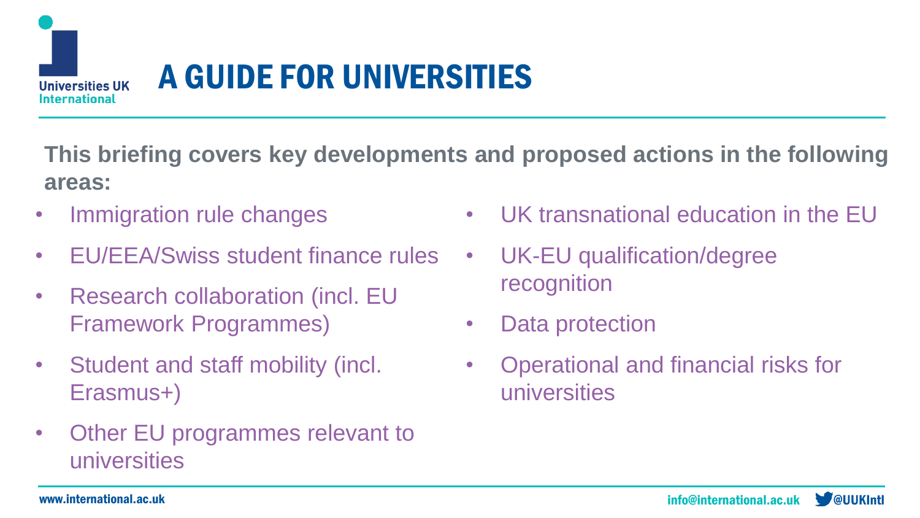# A GUIDE FOR UNIVERSITIES

**This briefing covers key developments and proposed actions in the following areas:**

- Immigration rule changes
- EU/EEA/Swiss student finance rules
- Research collaboration (incl. EU Framework Programmes)
- Student and staff mobility (incl. Erasmus+)
- Other EU programmes relevant to universities
- UK transnational education in the EU
- UK-EU qualification/degree recognition
- Data protection
- Operational and financial risks for universities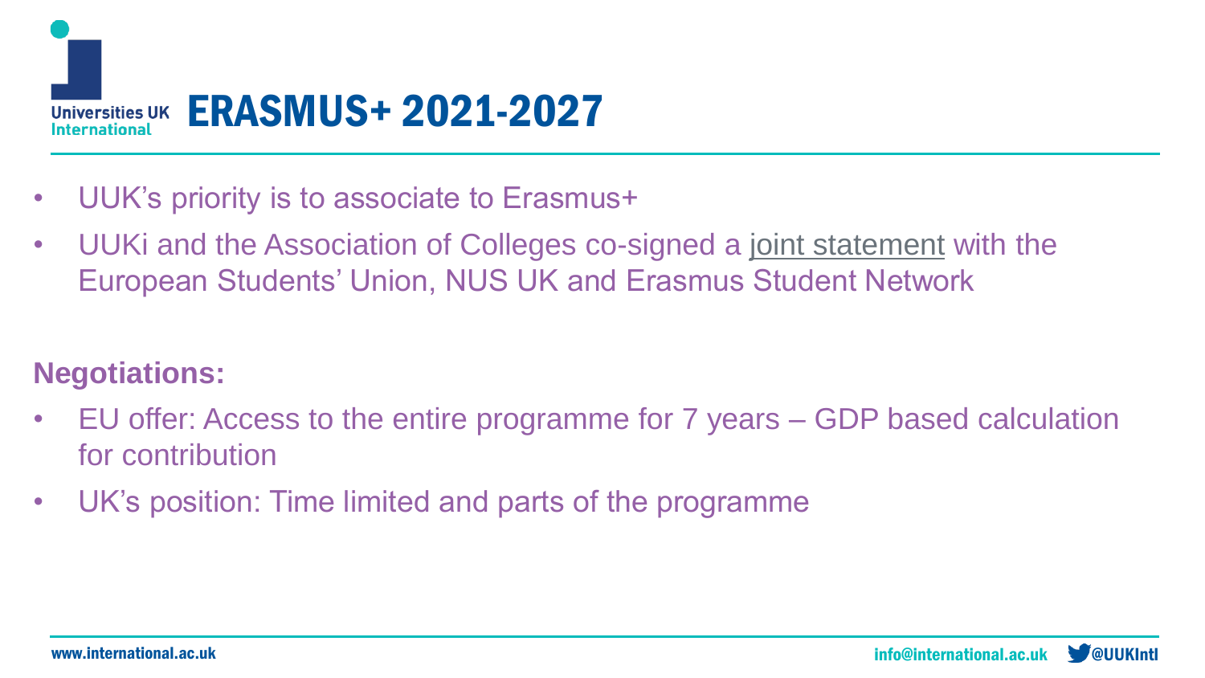# ERASMUS+ 2021-2027

- UUK's priority is to associate to Erasmus+
- UUKi and the Association of Colleges co-signed a joint statement with the European Students' Union, NUS UK and Erasmus Student Network

**Negotiations:**

- EU offer: Access to the entire programme for 7 years – GDP based calculation for contribution
- UK's position: Time limited and parts of the programme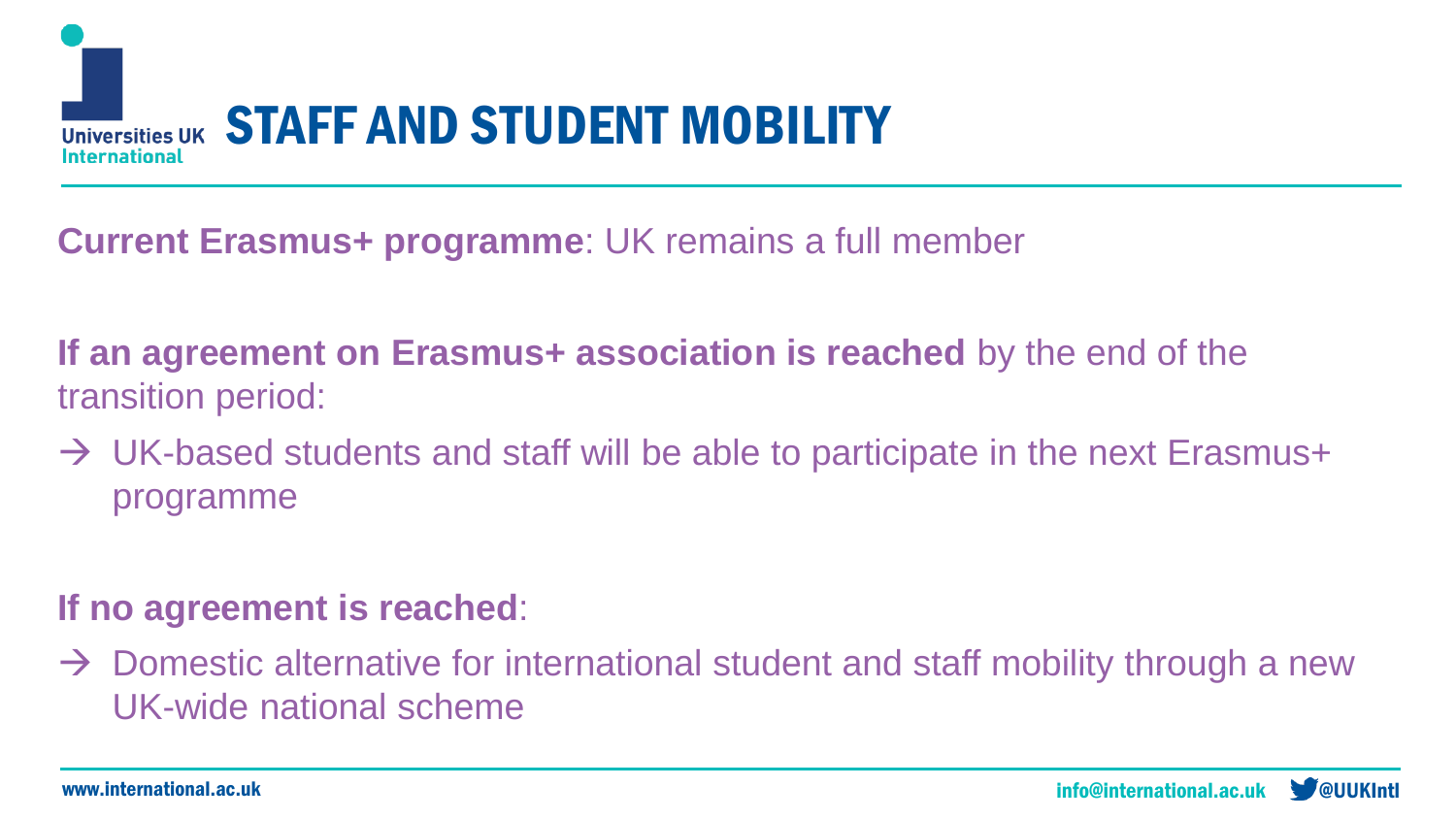# STAFF AND STUDENT MOBILITY

**Current Erasmus+ programme**: UK remains a full member

**If an agreement on Erasmus+ association is reached** by the end of the transition period:

→ UK-based students and staff will be able to participate in the next Erasmus+ programme

**If no agreement is reached**:

→ Domestic alternative for international student and staff mobility through a new UK-wide national scheme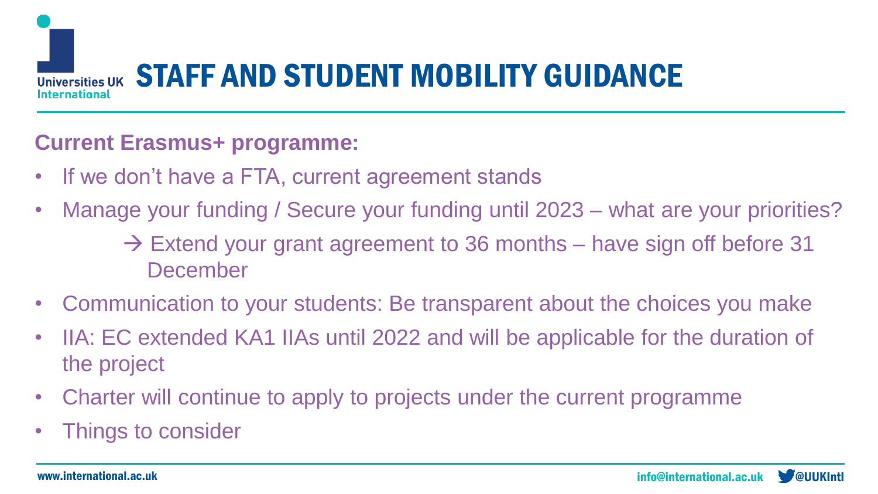# STAFF AND STUDENT MOBILITY GUIDANCE

**Current Erasmus+ programme:**

- If we don't have a FTA, current agreement stands
- Manage your funding / Secure your funding until 2023 – what are your priorities?
  - → Extend your grant agreement to 36 months – have sign off before 31 December
- Communication to your students: Be transparent about the choices you make
- IIA: EC extended KA1 IIAs until 2022 and will be applicable for the duration of the project
- Charter will continue to apply to projects under the current programme
- Things to consider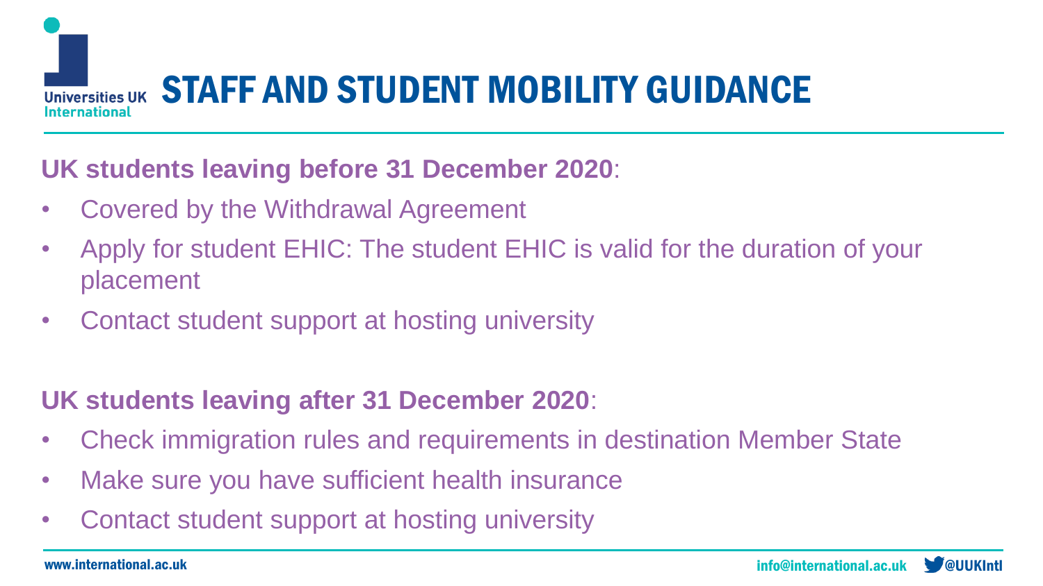# STAFF AND STUDENT MOBILITY GUIDANCE

**UK students leaving before 31 December 2020**:

- Covered by the Withdrawal Agreement
- Apply for student EHIC: The student EHIC is valid for the duration of your placement
- Contact student support at hosting university

**UK students leaving after 31 December 2020**:

- Check immigration rules and requirements in destination Member State
- Make sure you have sufficient health insurance
- Contact student support at hosting university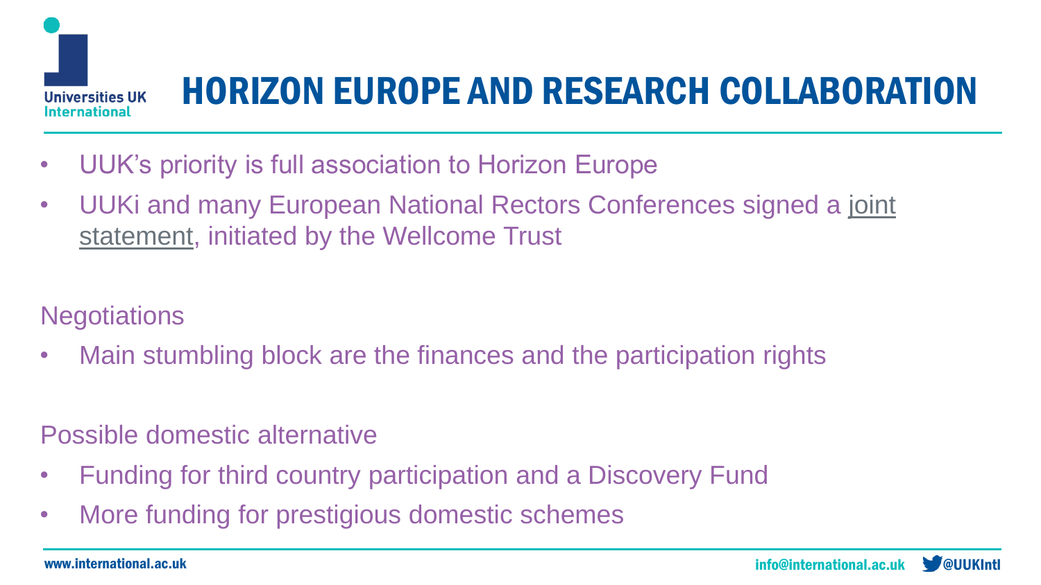# HORIZON EUROPE AND RESEARCH COLLABORATION

- UUK's priority is full association to Horizon Europe
- UUKi and many European National Rectors Conferences signed a joint statement, initiated by the Wellcome Trust

Negotiations

- Main stumbling block are the finances and the participation rights

Possible domestic alternative

- Funding for third country participation and a Discovery Fund
- More funding for prestigious domestic schemes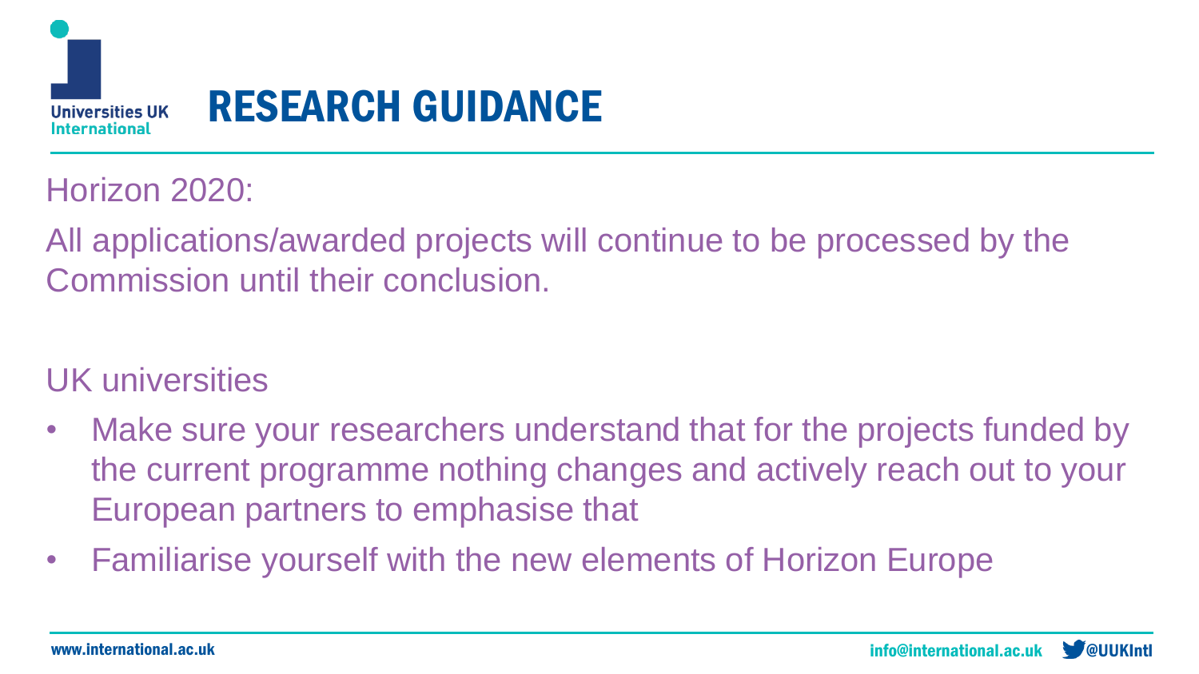# RESEARCH GUIDANCE

Horizon 2020:

All applications/awarded projects will continue to be processed by the Commission until their conclusion.

UK universities

- Make sure your researchers understand that for the projects funded by the current programme nothing changes and actively reach out to your European partners to emphasise that
- Familiarise yourself with the new elements of Horizon Europe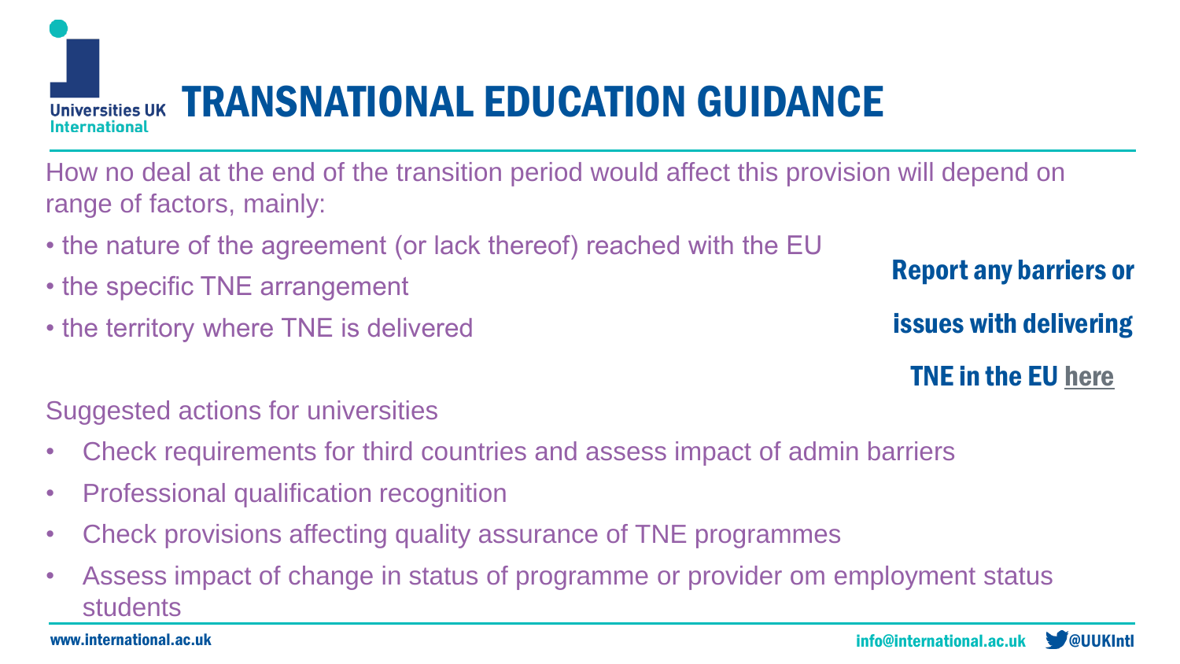# TRANSNATIONAL EDUCATION GUIDANCE

How no deal at the end of the transition period would affect this provision will depend on range of factors, mainly:

- the nature of the agreement (or lack thereof) reached with the EU
- the specific TNE arrangement
- the territory where TNE is delivered

**Report any barriers or issues with delivering TNE in the EU here**

Suggested actions for universities

- Check requirements for third countries and assess impact of admin barriers
- Professional qualification recognition
- Check provisions affecting quality assurance of TNE programmes
- Assess impact of change in status of programme or provider om employment status students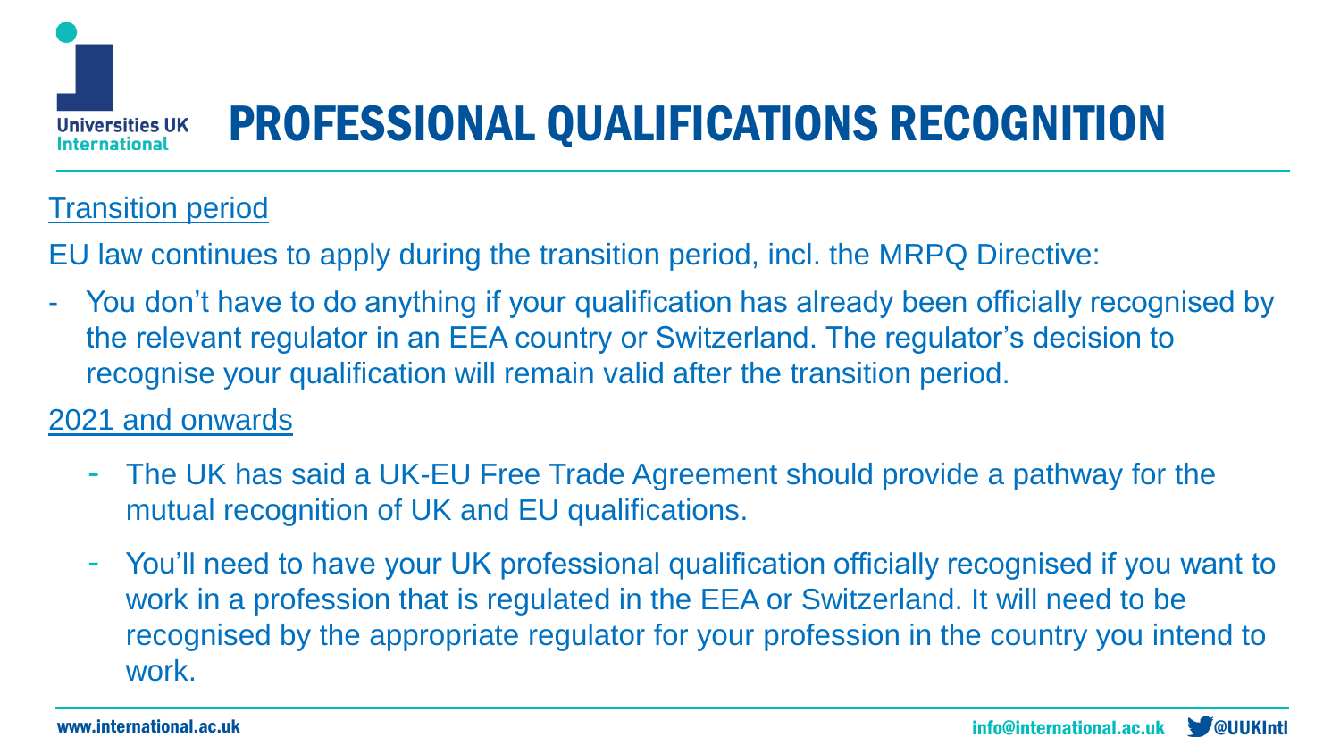# PROFESSIONAL QUALIFICATIONS RECOGNITION

Transition period

EU law continues to apply during the transition period, incl. the MRPQ Directive:

- You don't have to do anything if your qualification has already been officially recognised by the relevant regulator in an EEA country or Switzerland. The regulator's decision to recognise your qualification will remain valid after the transition period.

2021 and onwards

- The UK has said a UK-EU Free Trade Agreement should provide a pathway for the mutual recognition of UK and EU qualifications.
- You'll need to have your UK professional qualification officially recognised if you want to work in a profession that is regulated in the EEA or Switzerland. It will need to be recognised by the appropriate regulator for your profession in the country you intend to work.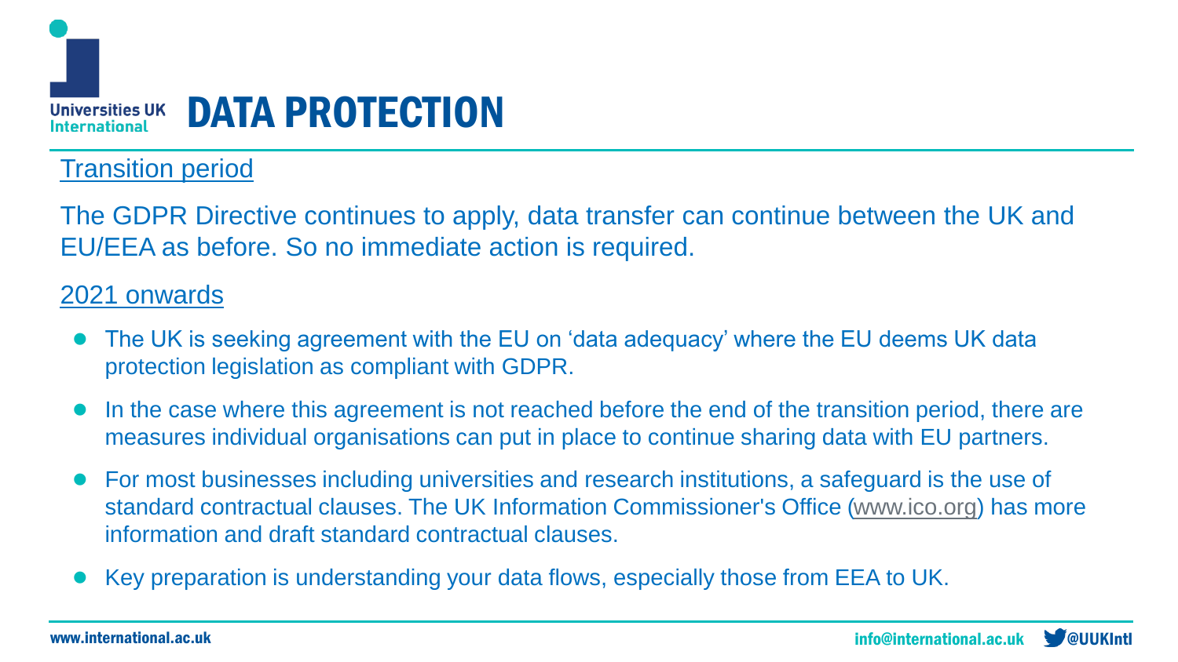# DATA PROTECTION

## Transition period

The GDPR Directive continues to apply, data transfer can continue between the UK and EU/EEA as before. So no immediate action is required.

## 2021 onwards

- The UK is seeking agreement with the EU on 'data adequacy' where the EU deems UK data protection legislation as compliant with GDPR.
- In the case where this agreement is not reached before the end of the transition period, there are measures individual organisations can put in place to continue sharing data with EU partners.
- For most businesses including universities and research institutions, a safeguard is the use of standard contractual clauses. The UK Information Commissioner's Office (www.ico.org) has more information and draft standard contractual clauses.
- Key preparation is understanding your data flows, especially those from EEA to UK.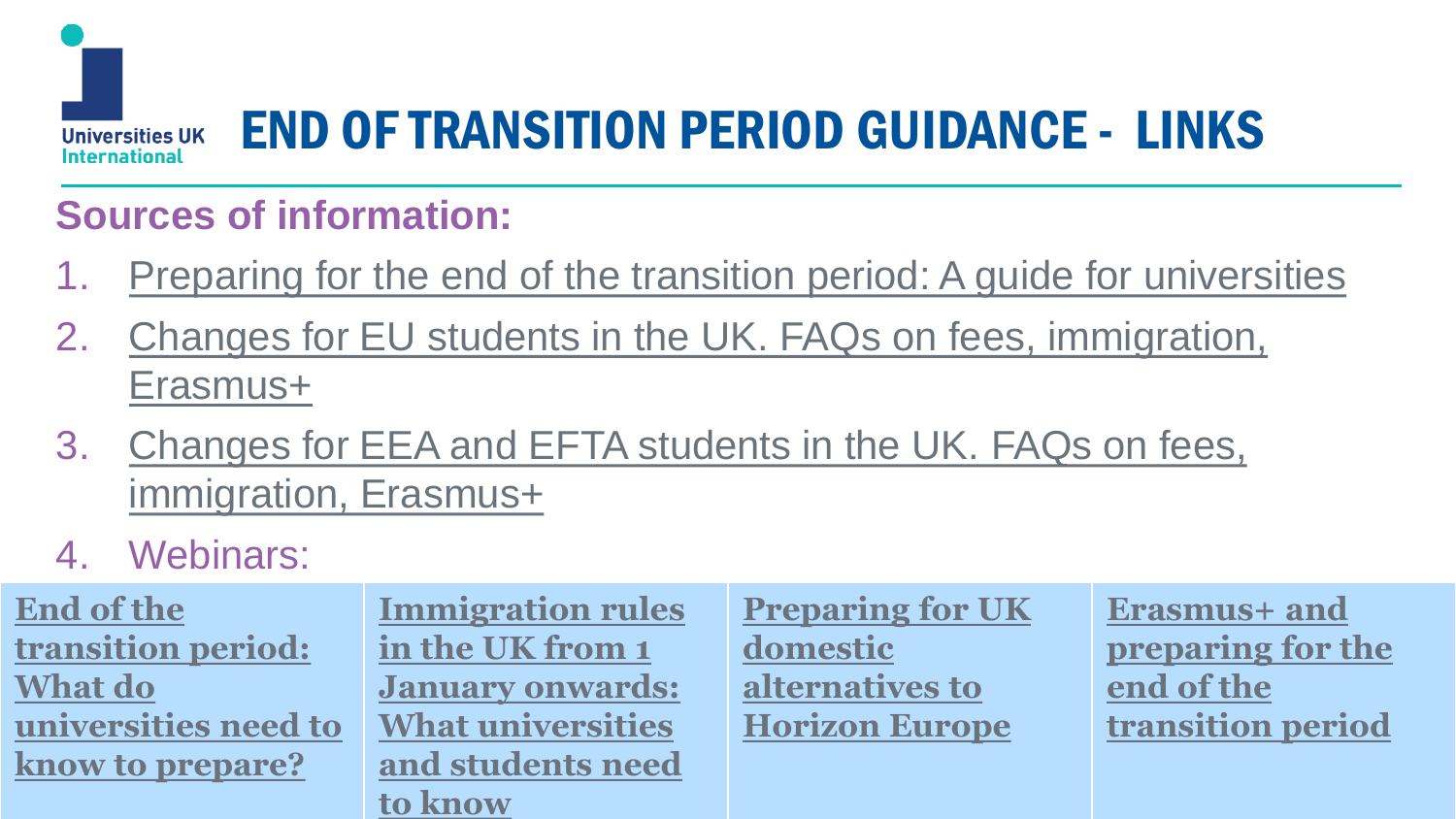# END OF TRANSITION PERIOD GUIDANCE - LINKS

## Sources of information:

1. Preparing for the end of the transition period: A guide for universities
2. Changes for EU students in the UK. FAQs on fees, immigration, Erasmus+
3. Changes for EEA and EFTA students in the UK. FAQs on fees, immigration, Erasmus+
4. Webinars:

| End of the transition period: What do universities need to know to prepare? | Immigration rules in the UK from 1 January onwards: What universities and students need to know | Preparing for UK domestic alternatives to Horizon Europe | Erasmus+ and preparing for the end of the transition period |
|---|---|---|---|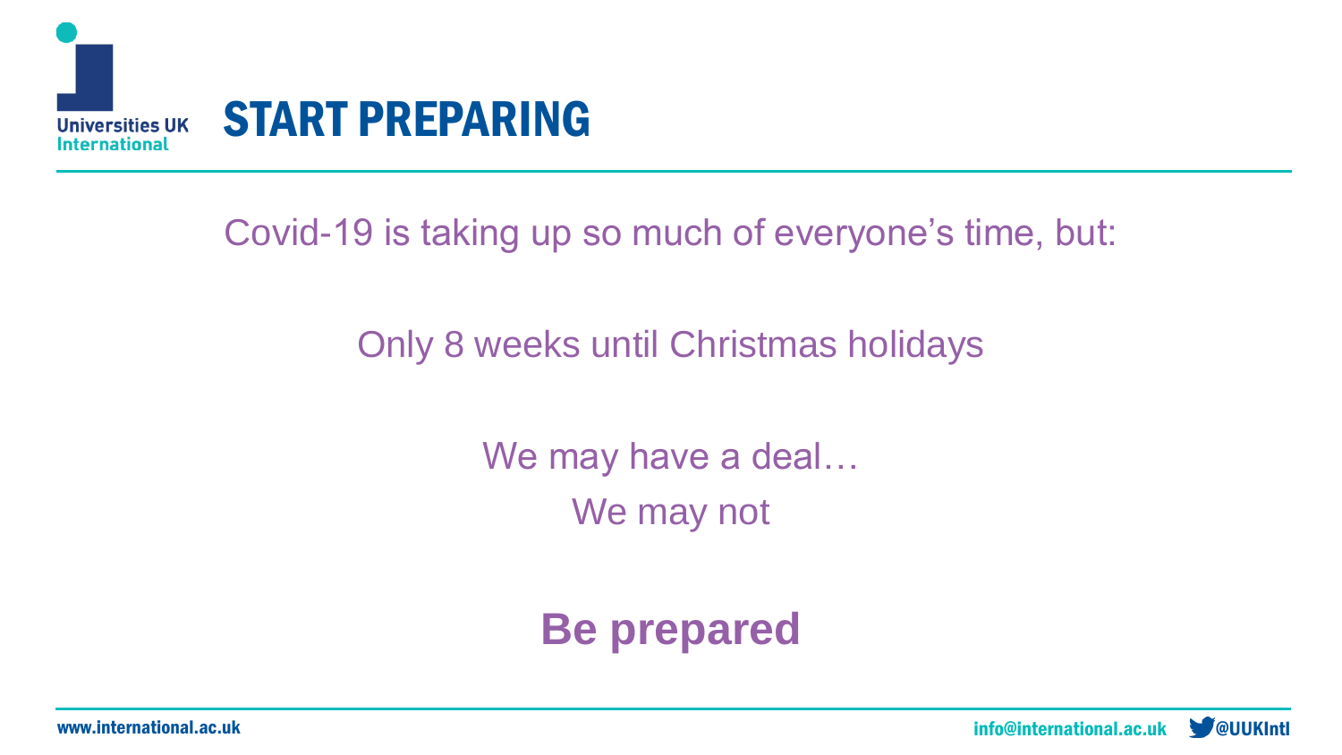# START PREPARING

Covid-19 is taking up so much of everyone's time, but:

Only 8 weeks until Christmas holidays

We may have a deal…
We may not

**Be prepared**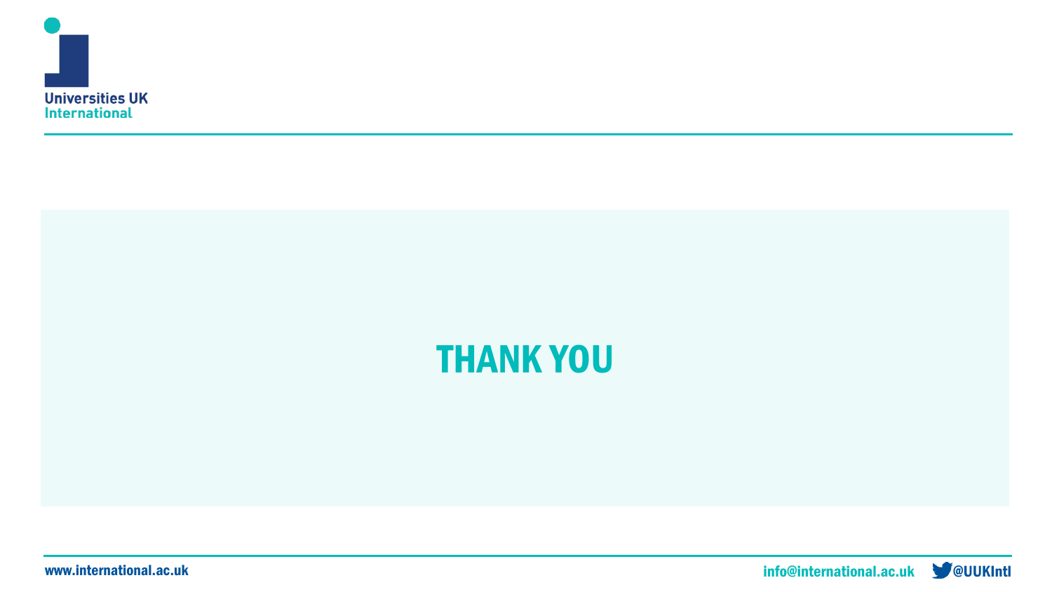# THANK YOU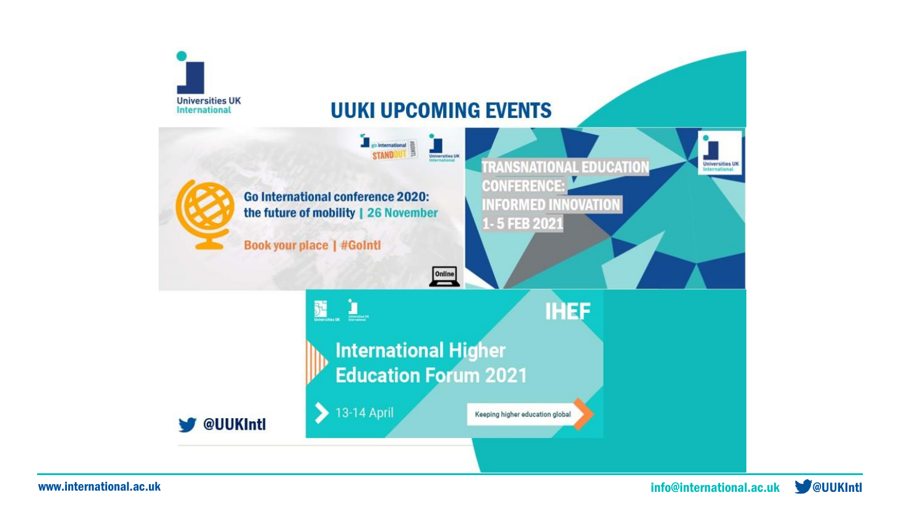Universities UK International

# UUKI UPCOMING EVENTS

go international STANDOUT #GOINTL

Universities UK International

Go International conference 2020: the future of mobility | 26 November

Book your place | #GoIntl

Online

TRANSNATIONAL EDUCATION CONFERENCE: INFORMED INNOVATION

1-5 FEB 2021

Universities UK International

Universities UK

Universities UK International

IHEF

International Higher Education Forum 2021

13-14 April

Keeping higher education global

@UUKIntl

www.international.ac.uk

info@international.ac.uk @UUKIntl